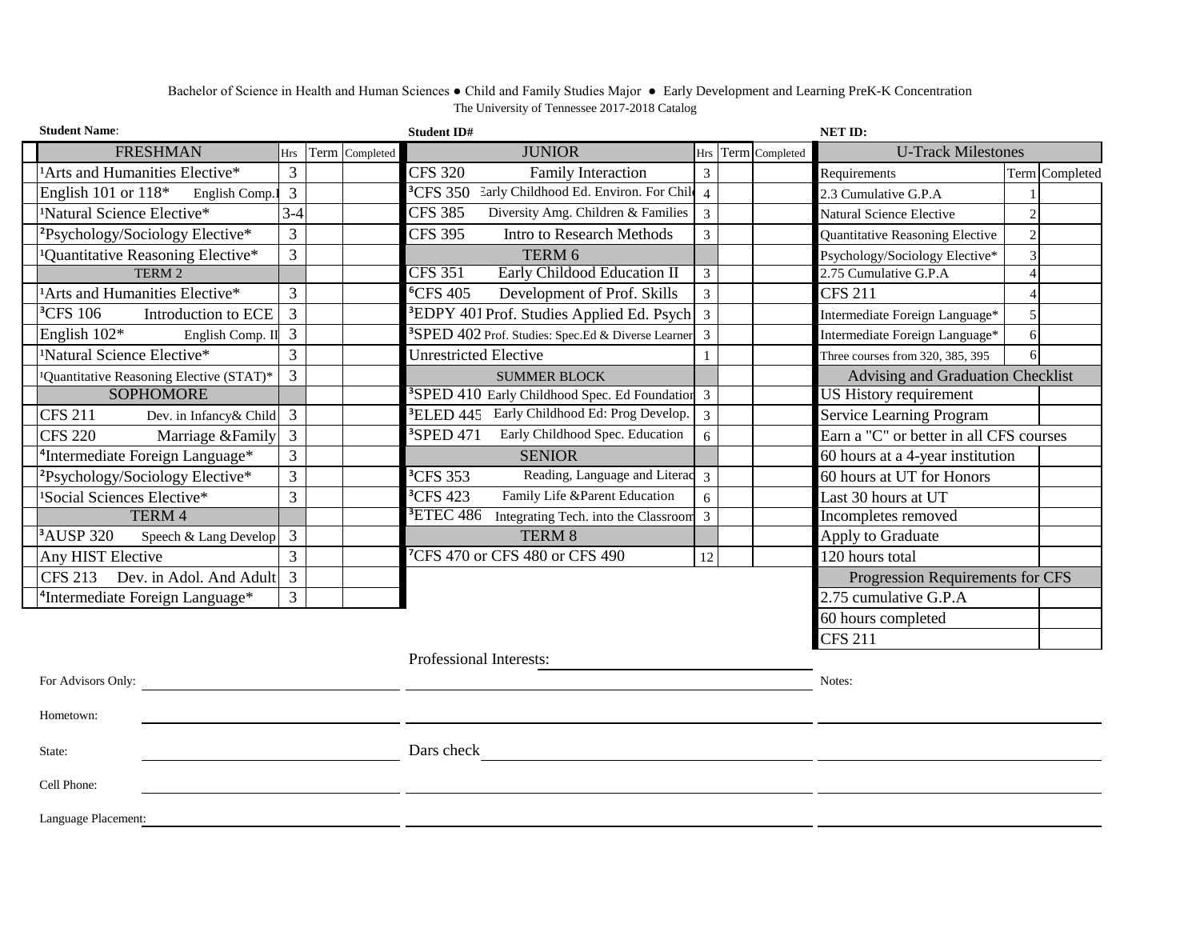Bachelor of Science in Health and Human Sciences ● Child and Family Studies Major ● Early Development and Learning PreK-K Concentration

The University of Tennessee 2017-2018 Catalog

**Student Name**: **Student ID#** **NET ID:**

| FRESHMAN | Hrs | Term | Completed |
|---|---|---|---|
| [1]Arts and Humanities Elective* | 3 | | |
| English 101 or 118* English Comp.I | 3 | | |
| [1]Natural Science Elective* | 3-4 | | |
| [2]Psychology/Sociology Elective* | 3 | | |
| [1]Quantitative Reasoning Elective* | 3 | | |
| TERM 2 | | | |
| [1]Arts and Humanities Elective* | 3 | | |
| [3]CFS 106 Introduction to ECE | 3 | | |
| English 102* English Comp. II | 3 | | |
| [1]Natural Science Elective* | 3 | | |
| [1]Quantitative Reasoning Elective (STAT)* | 3 | | |
| SOPHOMORE | | | |
| CFS 211 Dev. in Infancy& Child | 3 | | |
| CFS 220 Marriage &Family | 3 | | |
| [4]Intermediate Foreign Language* | 3 | | |
| [2]Psychology/Sociology Elective* | 3 | | |
| [1]Social Sciences Elective* | 3 | | |
| TERM 4 | | | |
| [3]AUSP 320 Speech & Lang Develop | 3 | | |
| Any HIST Elective | 3 | | |
| CFS 213 Dev. in Adol. And Adult | 3 | | |
| [4]Intermediate Foreign Language* | 3 | | |

| JUNIOR | Hrs | Term | Completed |
|---|---|---|---|
| CFS 320 Family Interaction | 3 | | |
| [3]CFS 350 Early Childhood Ed. Environ. For Child | 4 | | |
| CFS 385 Diversity Amg. Children & Families | 3 | | |
| CFS 395 Intro to Research Methods | 3 | | |
| TERM 6 | | | |
| CFS 351 Early Childood Education II | 3 | | |
| [6]CFS 405 Development of Prof. Skills | 3 | | |
| [3]EDPY 401 Prof. Studies Applied Ed. Psych | 3 | | |
| [3]SPED 402 Prof. Studies: Spec.Ed & Diverse Learner | 3 | | |
| Unrestricted Elective | 1 | | |
| SUMMER BLOCK | | | |
| [3]SPED 410 Early Childhood Spec. Ed Foundation | 3 | | |
| [3]ELED 445 Early Childhood Ed: Prog Develop. | 3 | | |
| [3]SPED 471 Early Childhood Spec. Education | 6 | | |
| SENIOR | | | |
| [3]CFS 353 Reading, Language and Literac | 3 | | |
| [3]CFS 423 Family Life &Parent Education | 6 | | |
| [3]ETEC 486 Integrating Tech. into the Classroom | 3 | | |
| TERM 8 | | | |
| [7]CFS 470 or CFS 480 or CFS 490 | 12 | | |

| U-Track Milestones | | |
|---|---|---|
| Requirements | Term | Completed |
| 2.3 Cumulative G.P.A | 1 | |
| Natural Science Elective | 2 | |
| Quantitative Reasoning Elective | 2 | |
| Psychology/Sociology Elective* | 3 | |
| 2.75 Cumulative G.P.A | 4 | |
| CFS 211 | 4 | |
| Intermediate Foreign Language* | 5 | |
| Intermediate Foreign Language* | 6 | |
| Three courses from 320, 385, 395 | 6 | |
| **Advising and Graduation Checklist** | | |
| US History requirement | | |
| Service Learning Program | | |
| Earn a "C" or better in all CFS courses | | |
| 60 hours at a 4-year institution | | |
| 60 hours at UT for Honors | | |
| Last 30 hours at UT | | |
| Incompletes removed | | |
| Apply to Graduate | | |
| 120 hours total | | |
| **Progression Requirements for CFS** | | |
| 2.75 cumulative G.P.A | | |
| 60 hours completed | | |
| CFS 211 | | |

Professional Interests: ____________________

For Advisors Only: ____________________

Hometown: ____________________

State: ____________________

Dars check ____________________

Cell Phone: ____________________

Language Placement: ____________________

Notes: ____________________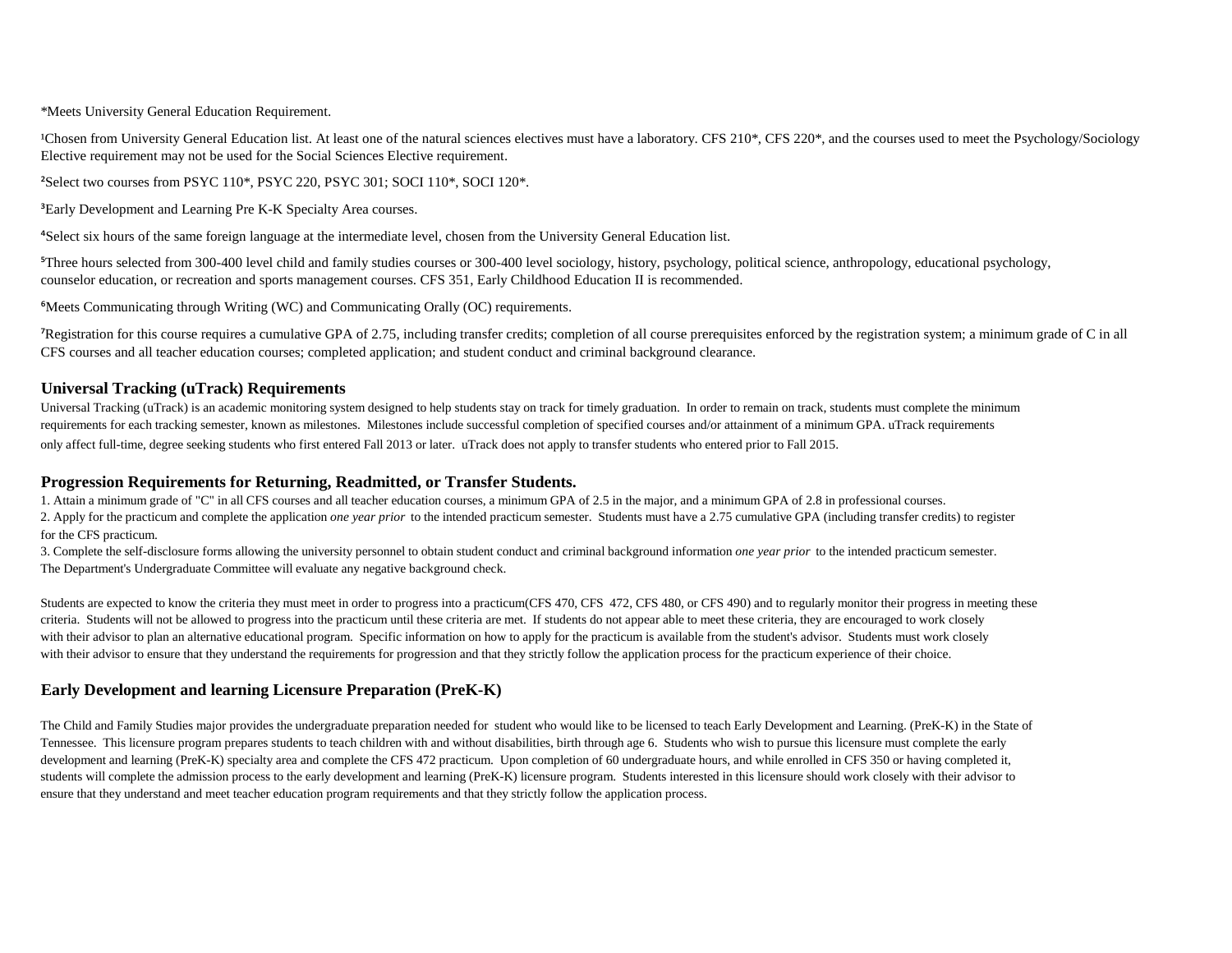*Meets University General Education Requirement.

[1]Chosen from University General Education list. At least one of the natural sciences electives must have a laboratory. CFS 210*, CFS 220*, and the courses used to meet the Psychology/Sociology Elective requirement may not be used for the Social Sciences Elective requirement.

[2]Select two courses from PSYC 110*, PSYC 220, PSYC 301; SOCI 110*, SOCI 120*.

[3]Early Development and Learning Pre K-K Specialty Area courses.

[4]Select six hours of the same foreign language at the intermediate level, chosen from the University General Education list.

[5]Three hours selected from 300-400 level child and family studies courses or 300-400 level sociology, history, psychology, political science, anthropology, educational psychology, counselor education, or recreation and sports management courses. CFS 351, Early Childhood Education II is recommended.

[6]Meets Communicating through Writing (WC) and Communicating Orally (OC) requirements.

[7]Registration for this course requires a cumulative GPA of 2.75, including transfer credits; completion of all course prerequisites enforced by the registration system; a minimum grade of C in all CFS courses and all teacher education courses; completed application; and student conduct and criminal background clearance.

## Universal Tracking (uTrack) Requirements

Universal Tracking (uTrack) is an academic monitoring system designed to help students stay on track for timely graduation. In order to remain on track, students must complete the minimum requirements for each tracking semester, known as milestones. Milestones include successful completion of specified courses and/or attainment of a minimum GPA. uTrack requirements only affect full-time, degree seeking students who first entered Fall 2013 or later. uTrack does not apply to transfer students who entered prior to Fall 2015.

## Progression Requirements for Returning, Readmitted, or Transfer Students.

1. Attain a minimum grade of "C" in all CFS courses and all teacher education courses, a minimum GPA of 2.5 in the major, and a minimum GPA of 2.8 in professional courses.
2. Apply for the practicum and complete the application *one year prior* to the intended practicum semester. Students must have a 2.75 cumulative GPA (including transfer credits) to register for the CFS practicum.
3. Complete the self-disclosure forms allowing the university personnel to obtain student conduct and criminal background information *one year prior* to the intended practicum semester. The Department's Undergraduate Committee will evaluate any negative background check.

Students are expected to know the criteria they must meet in order to progress into a practicum(CFS 470, CFS 472, CFS 480, or CFS 490) and to regularly monitor their progress in meeting these criteria. Students will not be allowed to progress into the practicum until these criteria are met. If students do not appear able to meet these criteria, they are encouraged to work closely with their advisor to plan an alternative educational program. Specific information on how to apply for the practicum is available from the student's advisor. Students must work closely with their advisor to ensure that they understand the requirements for progression and that they strictly follow the application process for the practicum experience of their choice.

## Early Development and learning Licensure Preparation (PreK-K)

The Child and Family Studies major provides the undergraduate preparation needed for student who would like to be licensed to teach Early Development and Learning. (PreK-K) in the State of Tennessee. This licensure program prepares students to teach children with and without disabilities, birth through age 6. Students who wish to pursue this licensure must complete the early development and learning (PreK-K) specialty area and complete the CFS 472 practicum. Upon completion of 60 undergraduate hours, and while enrolled in CFS 350 or having completed it, students will complete the admission process to the early development and learning (PreK-K) licensure program. Students interested in this licensure should work closely with their advisor to ensure that they understand and meet teacher education program requirements and that they strictly follow the application process.